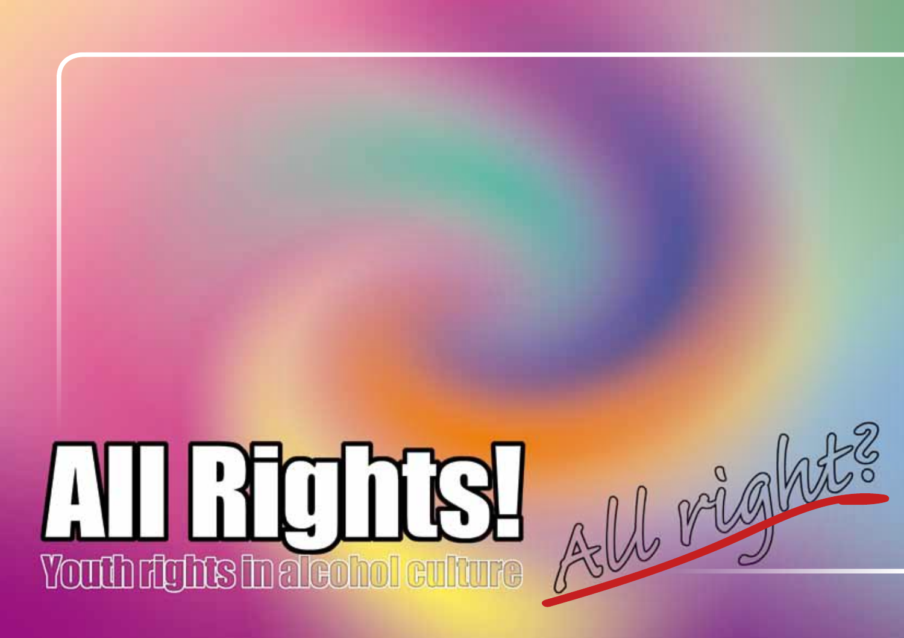# All Rights!

## Youth rights in alcohol culture

*All right?*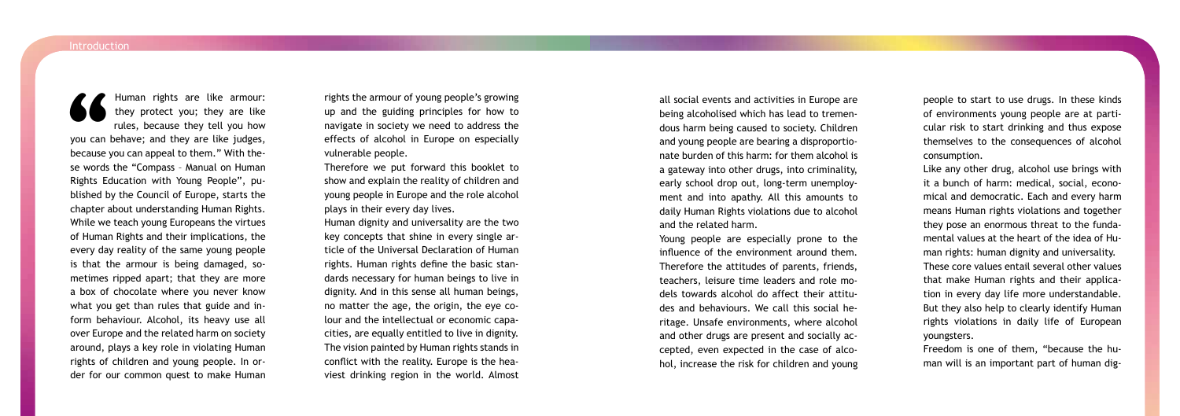"Human rights are like armour: they protect you; they are like rules, because they tell you how you can behave; and they are like judges, because you can appeal to them." With these words the "Compass – Manual on Human Rights Education with Young People", published by the Council of Europe, starts the chapter about understanding Human Rights. While we teach young Europeans the virtues of Human Rights and their implications, the every day reality of the same young people is that the armour is being damaged, sometimes ripped apart; that they are more a box of chocolate where you never know what you get than rules that guide and inform behaviour. Alcohol, its heavy use all over Europe and the related harm on society around, plays a key role in violating Human rights of children and young people. In order for our common quest to make Human rights the armour of young people's growing up and the guiding principles for how to navigate in society we need to address the effects of alcohol in Europe on especially vulnerable people.

Therefore we put forward this booklet to show and explain the reality of children and young people in Europe and the role alcohol plays in their every day lives.

Human dignity and universality are the two key concepts that shine in every single article of the Universal Declaration of Human rights. Human rights define the basic standards necessary for human beings to live in dignity. And in this sense all human beings, no matter the age, the origin, the eye colour and the intellectual or economic capacities, are equally entitled to live in dignity. The vision painted by Human rights stands in conflict with the reality. Europe is the heaviest drinking region in the world. Almost all social events and activities in Europe are being alcoholised which has lead to tremendous harm being caused to society. Children and young people are bearing a disproportionate burden of this harm: for them alcohol is a gateway into other drugs, into criminality, early school drop out, long-term unemployment and into apathy. All this amounts to daily Human Rights violations due to alcohol and the related harm.

Young people are especially prone to the influence of the environment around them. Therefore the attitudes of parents, friends, teachers, leisure time leaders and role models towards alcohol do affect their attitudes and behaviours. We call this social heritage. Unsafe environments, where alcohol and other drugs are present and socially accepted, even expected in the case of alcohol, increase the risk for children and young people to start to use drugs. In these kinds of environments young people are at particular risk to start drinking and thus expose themselves to the consequences of alcohol consumption.

Like any other drug, alcohol use brings with it a bunch of harm: medical, social, economical and democratic. Each and every harm means Human rights violations and together they pose an enormous threat to the fundamental values at the heart of the idea of Human rights: human dignity and universality.

These core values entail several other values that make Human rights and their application in every day life more understandable. But they also help to clearly identify Human rights violations in daily life of European youngsters.

Freedom is one of them, "because the human will is an important part of human dig-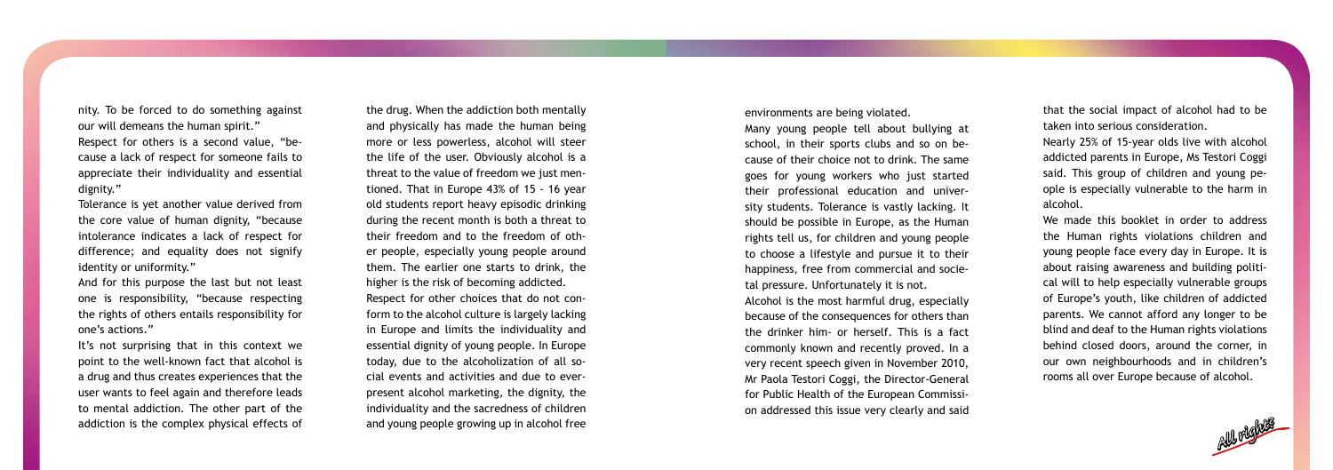nity. To be forced to do something against our will demeans the human spirit."

Respect for others is a second value, "because a lack of respect for someone fails to appreciate their individuality and essential dignity."

Tolerance is yet another value derived from the core value of human dignity, "because intolerance indicates a lack of respect for difference; and equality does not signify identity or uniformity."

And for this purpose the last but not least one is responsibility, "because respecting the rights of others entails responsibility for one's actions."

It's not surprising that in this context we point to the well-known fact that alcohol is a drug and thus creates experiences that the user wants to feel again and therefore leads to mental addiction. The other part of the addiction is the complex physical effects of the drug. When the addiction both mentally and physically has made the human being more or less powerless, alcohol will steer the life of the user. Obviously alcohol is a threat to the value of freedom we just mentioned. That in Europe 43% of 15 - 16 year old students report heavy episodic drinking during the recent month is both a threat to their freedom and to the freedom of other people, especially young people around them. The earlier one starts to drink, the higher is the risk of becoming addicted.

Respect for other choices that do not conform to the alcohol culture is largely lacking in Europe and limits the individuality and essential dignity of young people. In Europe today, due to the alcoholization of all social events and activities and due to everpresent alcohol marketing, the dignity, the individuality and the sacredness of children and young people growing up in alcohol free environments are being violated.

Many young people tell about bullying at school, in their sports clubs and so on because of their choice not to drink. The same goes for young workers who just started their professional education and university students. Tolerance is vastly lacking. It should be possible in Europe, as the Human rights tell us, for children and young people to choose a lifestyle and pursue it to their happiness, free from commercial and societal pressure. Unfortunately it is not.

Alcohol is the most harmful drug, especially because of the consequences for others than the drinker him- or herself. This is a fact commonly known and recently proved. In a very recent speech given in November 2010, Mr Paola Testori Coggi, the Director-General for Public Health of the European Commission addressed this issue very clearly and said that the social impact of alcohol had to be taken into serious consideration.

Nearly 25% of 15-year olds live with alcohol addicted parents in Europe, Ms Testori Coggi said. This group of children and young people is especially vulnerable to the harm in alcohol.

We made this booklet in order to address the Human rights violations children and young people face every day in Europe. It is about raising awareness and building political will to help especially vulnerable groups of Europe's youth, like children of addicted parents. We cannot afford any longer to be blind and deaf to the Human rights violations behind closed doors, around the corner, in our own neighbourhoods and in children's rooms all over Europe because of alcohol.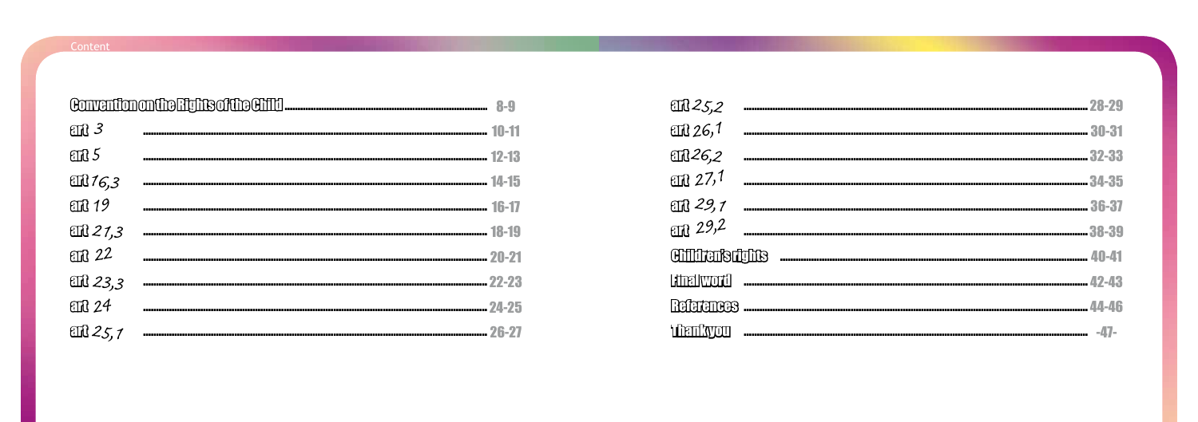# Content

| | |
|---|---|
| Convention on the Rights of the Child | 8-9 |
| art 3 | 10-11 |
| art 5 | 12-13 |
| art 16,3 | 14-15 |
| art 19 | 16-17 |
| art 21,3 | 18-19 |
| art 22 | 20-21 |
| art 23,3 | 22-23 |
| art 24 | 24-25 |
| art 25,1 | 26-27 |
| art 25,2 | 28-29 |
| art 26,1 | 30-31 |
| art 26,2 | 32-33 |
| art 27,1 | 34-35 |
| art 29,1 | 36-37 |
| art 29,2 | 38-39 |
| Children's rights | 40-41 |
| Final word | 42-43 |
| References | 44-46 |
| Thank you | -47- |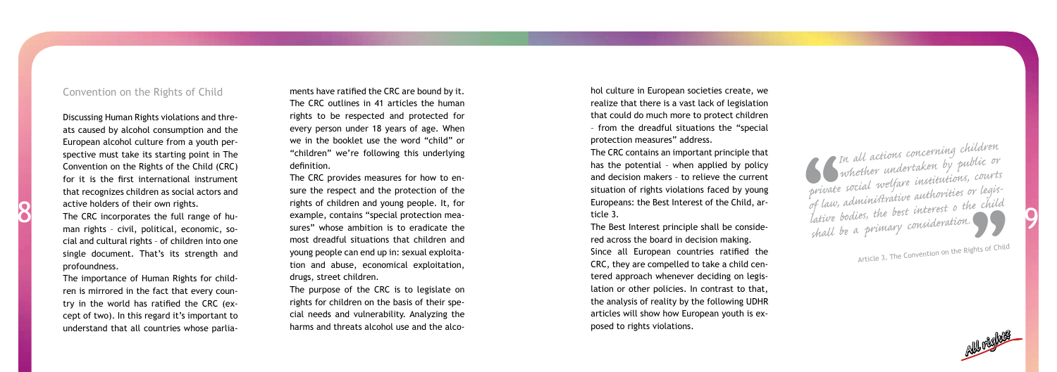## Convention on the Rights of Child

Discussing Human Rights violations and threats caused by alcohol consumption and the European alcohol culture from a youth perspective must take its starting point in The Convention on the Rights of the Child (CRC) for it is the first international instrument that recognizes children as social actors and active holders of their own rights.

The CRC incorporates the full range of human rights – civil, political, economic, social and cultural rights – of children into one single document. That's its strength and profoundness.

The importance of Human Rights for children is mirrored in the fact that every country in the world has ratified the CRC (except of two). In this regard it's important to understand that all countries whose parliaments have ratified the CRC are bound by it. The CRC outlines in 41 articles the human rights to be respected and protected for every person under 18 years of age. When we in the booklet use the word "child" or "children" we're following this underlying definition.

The CRC provides measures for how to ensure the respect and the protection of the rights of children and young people. It, for example, contains "special protection measures" whose ambition is to eradicate the most dreadful situations that children and young people can end up in: sexual exploitation and abuse, economical exploitation, drugs, street children.

The purpose of the CRC is to legislate on rights for children on the basis of their special needs and vulnerability. Analyzing the harms and threats alcohol use and the alcohol culture in European societies create, we realize that there is a vast lack of legislation that could do much more to protect children – from the dreadful situations the "special protection measures" address.

The CRC contains an important principle that has the potential – when applied by policy and decision makers – to relieve the current situation of rights violations faced by young Europeans: the Best Interest of the Child, article 3.

The Best Interest principle shall be considered across the board in decision making.

Since all European countries ratified the CRC, they are compelled to take a child centered approach whenever deciding on legislation or other policies. In contrast to that, the analysis of reality by the following UDHR articles will show how European youth is exposed to rights violations.

> *In all actions concerning children whether undertaken by public or private social welfare institutions, courts of law, administrative authorities or legislative bodies, the best interest o the child shall be a primary consideration.*
>
> Article 3, The Convention on the Rights of Child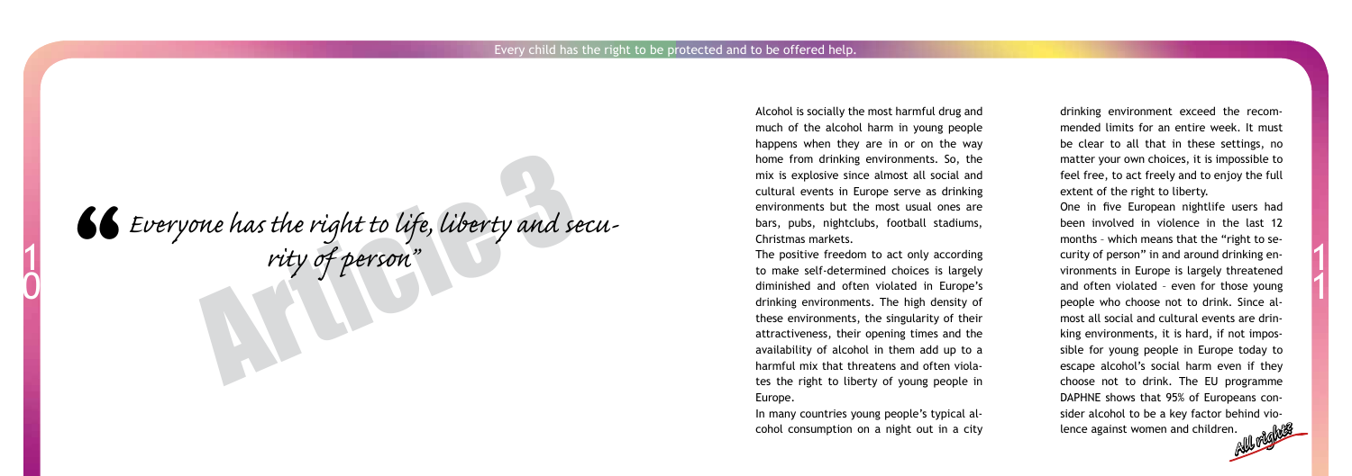# Article 3

> "Everyone has the right to life, liberty and security of person"

Alcohol is socially the most harmful drug and much of the alcohol harm in young people happens when they are in or on the way home from drinking environments. So, the mix is explosive since almost all social and cultural events in Europe serve as drinking environments but the most usual ones are bars, pubs, nightclubs, football stadiums, Christmas markets.

The positive freedom to act only according to make self-determined choices is largely diminished and often violated in Europe's drinking environments. The high density of these environments, the singularity of their attractiveness, their opening times and the availability of alcohol in them add up to a harmful mix that threatens and often violates the right to liberty of young people in Europe.

In many countries young people's typical alcohol consumption on a night out in a city drinking environment exceed the recommended limits for an entire week. It must be clear to all that in these settings, no matter your own choices, it is impossible to feel free, to act freely and to enjoy the full extent of the right to liberty.

One in five European nightlife users had been involved in violence in the last 12 months – which means that the "right to security of person" in and around drinking environments in Europe is largely threatened and often violated – even for those young people who choose not to drink. Since almost all social and cultural events are drinking environments, it is hard, if not impossible for young people in Europe today to escape alcohol's social harm even if they choose not to drink. The EU programme DAPHNE shows that 95% of Europeans consider alcohol to be a key factor behind violence against women and children.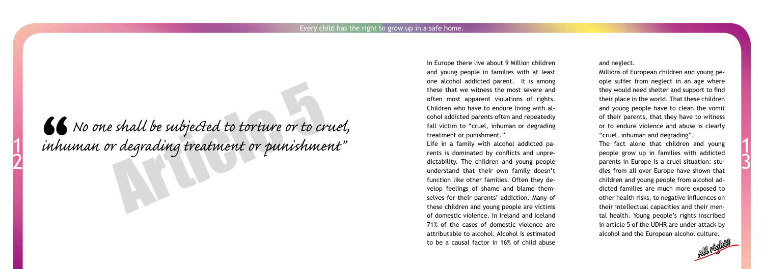# Article 5

> "No one shall be subjected to torture or to cruel, inhuman or degrading treatment or punishment"

In Europe there live about 9 Million children and young people in families with at least one alcohol addicted parent. It is among these that we witness the most severe and often most apparent violations of rights. Children who have to endure living with alcohol addicted parents often and repeatedly fall victim to "cruel, inhuman or degrading treatment or punishment."

Life in a family with alcohol addicted parents is dominated by conflicts and unpredictability. The children and young people understand that their own family doesn't function like other families. Often they develop feelings of shame and blame themselves for their parents' addiction. Many of these children and young people are victims of domestic violence. In Ireland and Iceland 71% of the cases of domestic violence are attributable to alcohol. Alcohol is estimated to be a causal factor in 16% of child abuse and neglect.

Millions of European children and young people suffer from neglect in an age where they would need shelter and support to find their place in the world. That these children and young people have to clean the vomit of their parents, that they have to witness or to endure violence and abuse is clearly "cruel, inhuman and degrading".

The fact alone that children and young people grow up in families with addicted parents in Europe is a cruel situation: studies from all over Europe have shown that children and young people from alcohol addicted families are much more exposed to other health risks, to negative influences on their intellectual capacities and their mental health. Young people's rights inscribed in article 5 of the UDHR are under attack by alcohol and the European alcohol culture.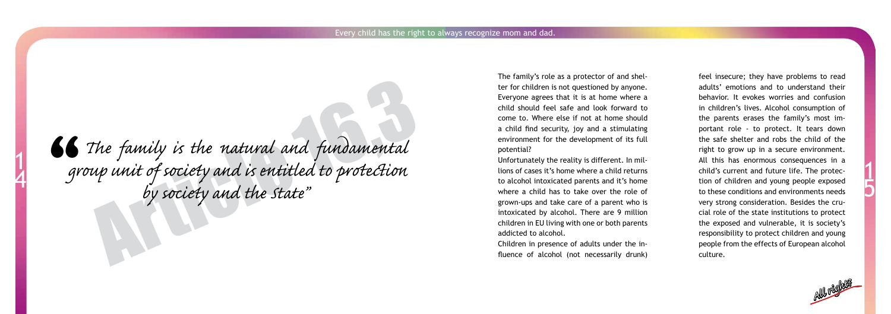# Article 16.3

> *"The family is the natural and fundamental group unit of society and is entitled to protection by society and the State"*

The family's role as a protector of and shelter for children is not questioned by anyone. Everyone agrees that it is at home where a child should feel safe and look forward to come to. Where else if not at home should a child find security, joy and a stimulating environment for the development of its full potential?

Unfortunately the reality is different. In millions of cases it's home where a child returns to alcohol intoxicated parents and it's home where a child has to take over the role of grown-ups and take care of a parent who is intoxicated by alcohol. There are 9 million children in EU living with one or both parents addicted to alcohol.

Children in presence of adults under the influence of alcohol (not necessarily drunk) feel insecure; they have problems to read adults' emotions and to understand their behavior. It evokes worries and confusion in children's lives. Alcohol consumption of the parents erases the family's most important role - to protect. It tears down the safe shelter and robs the child of the right to grow up in a secure environment. All this has enormous consequences in a child's current and future life. The protection of children and young people exposed to these conditions and environments needs very strong consideration. Besides the crucial role of the state institutions to protect the exposed and vulnerable, it is society's responsibility to protect children and young people from the effects of European alcohol culture.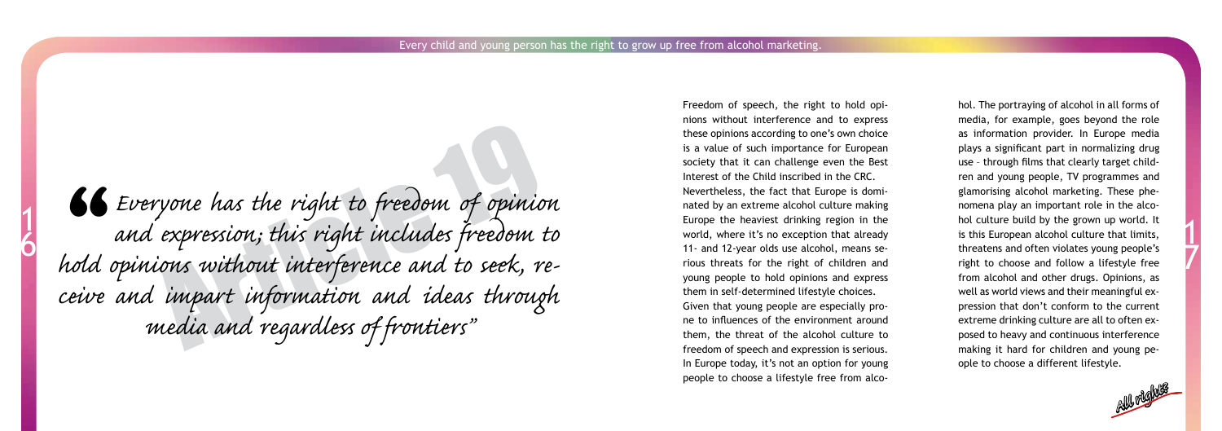# Article 19

> "Everyone has the right to freedom of opinion and expression; this right includes freedom to hold opinions without interference and to seek, receive and impart information and ideas through media and regardless of frontiers"

Freedom of speech, the right to hold opinions without interference and to express these opinions according to one's own choice is a value of such importance for European society that it can challenge even the Best Interest of the Child inscribed in the CRC.

Nevertheless, the fact that Europe is dominated by an extreme alcohol culture making Europe the heaviest drinking region in the world, where it's no exception that already 11- and 12-year olds use alcohol, means serious threats for the right of children and young people to hold opinions and express them in self-determined lifestyle choices.

Given that young people are especially prone to influences of the environment around them, the threat of the alcohol culture to freedom of speech and expression is serious. In Europe today, it's not an option for young people to choose a lifestyle free from alcohol. The portraying of alcohol in all forms of media, for example, goes beyond the role as information provider. In Europe media plays a significant part in normalizing drug use – through films that clearly target children and young people, TV programmes and glamorising alcohol marketing. These phenomena play an important role in the alcohol culture build by the grown up world. It is this European alcohol culture that limits, threatens and often violates young people's right to choose and follow a lifestyle free from alcohol and other drugs. Opinions, as well as world views and their meaningful expression that don't conform to the current extreme drinking culture are all to often exposed to heavy and continuous interference making it hard for children and young people to choose a different lifestyle.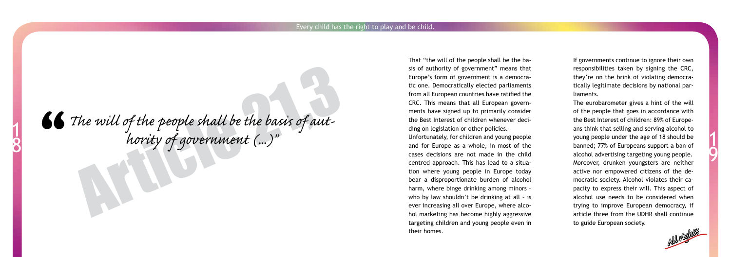# Article 21.3

> *"The will of the people shall be the basis of authority of government (...)"*

That "the will of the people shall be the basis of authority of government" means that Europe's form of government is a democratic one. Democratically elected parliaments from all European countries have ratified the CRC. This means that all European governments have signed up to primarily consider the Best Interest of children whenever deciding on legislation or other policies.

Unfortunately, for children and young people and for Europe as a whole, in most of the cases decisions are not made in the child centred approach. This has lead to a situation where young people in Europe today bear a disproportionate burden of alcohol harm, where binge drinking among minors – who by law shouldn't be drinking at all – is ever increasing all over Europe, where alcohol marketing has become highly aggressive targeting children and young people even in their homes.

If governments continue to ignore their own responsibilities taken by signing the CRC, they're on the brink of violating democratically legitimate decisions by national parliaments.

The eurobarometer gives a hint of the will of the people that goes in accordance with the Best Interest of children: 89% of Europeans think that selling and serving alcohol to young people under the age of 18 should be banned; 77% of Europeans support a ban of alcohol advertising targeting young people. Moreover, drunken youngsters are neither active nor empowered citizens of the democratic society. Alcohol violates their capacity to express their will. This aspect of alcohol use needs to be considered when trying to improve European democracy, if article three from the UDHR shall continue to guide European society.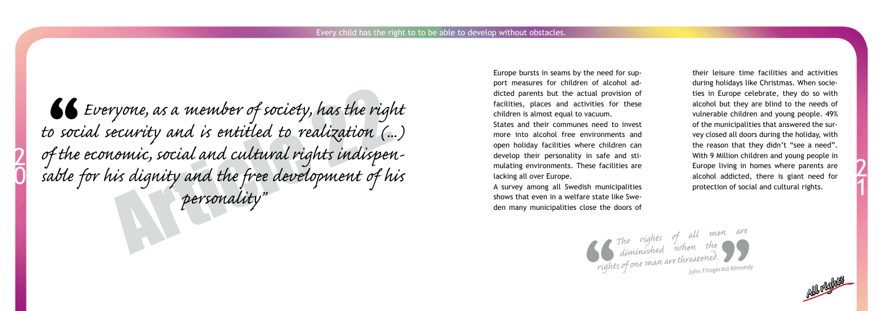Every child has the right to to be able to develop without obstacles.

# Article 22

> "Everyone, as a member of society, has the right to social security and is entitled to realization (...) of the economic, social and cultural rights indispensable for his dignity and the free development of his personality"

Europe bursts in seams by the need for support measures for children of alcohol addicted parents but the actual provision of facilities, places and activities for these children is almost equal to vacuum.

States and their communes need to invest more into alcohol free environments and open holiday facilities where children can develop their personality in safe and stimulating environments. These facilities are lacking all over Europe.

A survey among all Swedish municipalities shows that even in a welfare state like Sweden many municipalities close the doors of their leisure time facilities and activities during holidays like Christmas. When societies in Europe celebrate, they do so with alcohol but they are blind to the needs of vulnerable children and young people. 49% of the municipalities that answered the survey closed all doors during the holiday, with the reason that they didn't "see a need". With 9 Million children and young people in Europe living in homes where parents are alcohol addicted, there is giant need for protection of social and cultural rights.

> "The rights of all men are diminished when the rights of one man are threatened."
>
> John Fitzgerald Kennedy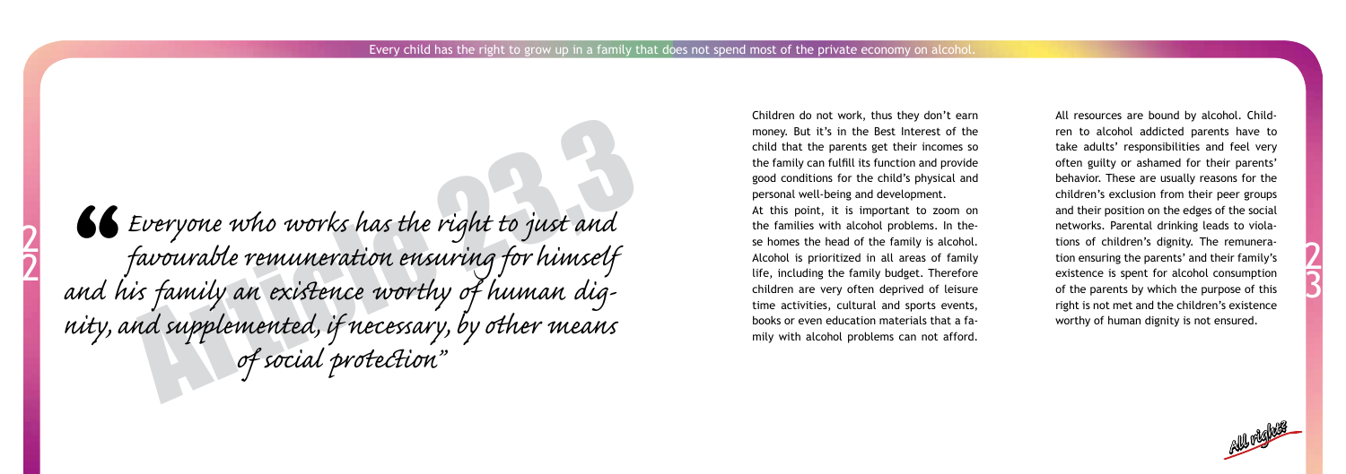Every child has the right to grow up in a family that does not spend most of the private economy on alcohol.

# Article 23.3

> *"Everyone who works has the right to just and favourable remuneration ensuring for himself and his family an existence worthy of human dignity, and supplemented, if necessary, by other means of social protection"*

Children do not work, thus they don't earn money. But it's in the Best Interest of the child that the parents get their incomes so the family can fulfill its function and provide good conditions for the child's physical and personal well-being and development.

At this point, it is important to zoom on the families with alcohol problems. In these homes the head of the family is alcohol. Alcohol is prioritized in all areas of family life, including the family budget. Therefore children are very often deprived of leisure time activities, cultural and sports events, books or even education materials that a family with alcohol problems can not afford.

All resources are bound by alcohol. Children to alcohol addicted parents have to take adults' responsibilities and feel very often guilty or ashamed for their parents' behavior. These are usually reasons for the children's exclusion from their peer groups and their position on the edges of the social networks. Parental drinking leads to violations of children's dignity. The remuneration ensuring the parents' and their family's existence is spent for alcohol consumption of the parents by which the purpose of this right is not met and the children's existence worthy of human dignity is not ensured.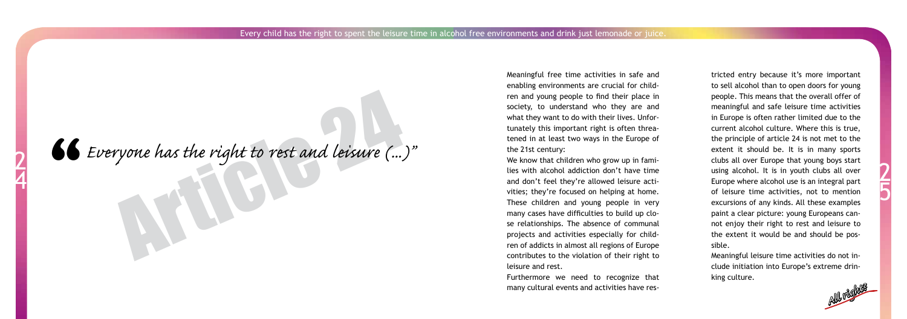Every child has the right to spent the leisure time in alcohol free environments and drink just lemonade or juice.

# Article 24

*"Everyone has the right to rest and leisure (...)"*

Meaningful free time activities in safe and enabling environments are crucial for children and young people to find their place in society, to understand who they are and what they want to do with their lives. Unfortunately this important right is often threatened in at least two ways in the Europe of the 21st century:

We know that children who grow up in families with alcohol addiction don't have time and don't feel they're allowed leisure activities; they're focused on helping at home. These children and young people in very many cases have difficulties to build up close relationships. The absence of communal projects and activities especially for children of addicts in almost all regions of Europe contributes to the violation of their right to leisure and rest.

Furthermore we need to recognize that many cultural events and activities have restricted entry because it's more important to sell alcohol than to open doors for young people. This means that the overall offer of meaningful and safe leisure time activities in Europe is often rather limited due to the current alcohol culture. Where this is true, the principle of article 24 is not met to the extent it should be. It is in many sports clubs all over Europe that young boys start using alcohol. It is in youth clubs all over Europe where alcohol use is an integral part of leisure time activities, not to mention excursions of any kinds. All these examples paint a clear picture: young Europeans cannot enjoy their right to rest and leisure to the extent it would be and should be possible.

Meaningful leisure time activities do not include initiation into Europe's extreme drinking culture.

All rights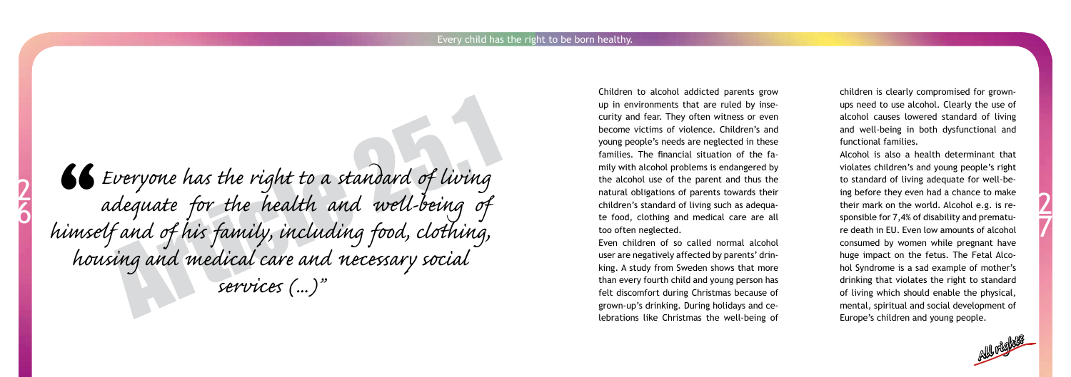"Everyone has the right to a standard of living adequate for the health and well-being of himself and of his family, including food, clothing, housing and medical care and necessary social services (...)"

Article 25.1

Children to alcohol addicted parents grow up in environments that are ruled by insecurity and fear. They often witness or even become victims of violence. Children's and young people's needs are neglected in these families. The financial situation of the family with alcohol problems is endangered by the alcohol use of the parent and thus the natural obligations of parents towards their children's standard of living such as adequate food, clothing and medical care are all too often neglected.

Even children of so called normal alcohol user are negatively affected by parents' drinking. A study from Sweden shows that more than every fourth child and young person has felt discomfort during Christmas because of grown-up's drinking. During holidays and celebrations like Christmas the well-being of children is clearly compromised for grown-ups need to use alcohol. Clearly the use of alcohol causes lowered standard of living and well-being in both dysfunctional and functional families.

Alcohol is also a health determinant that violates children's and young people's right to standard of living adequate for well-being before they even had a chance to make their mark on the world. Alcohol e.g. is responsible for 7,4% of disability and premature death in EU. Even low amounts of alcohol consumed by women while pregnant have huge impact on the fetus. The Fetal Alcohol Syndrome is a sad example of mother's drinking that violates the right to standard of living which should enable the physical, mental, spiritual and social development of Europe's children and young people.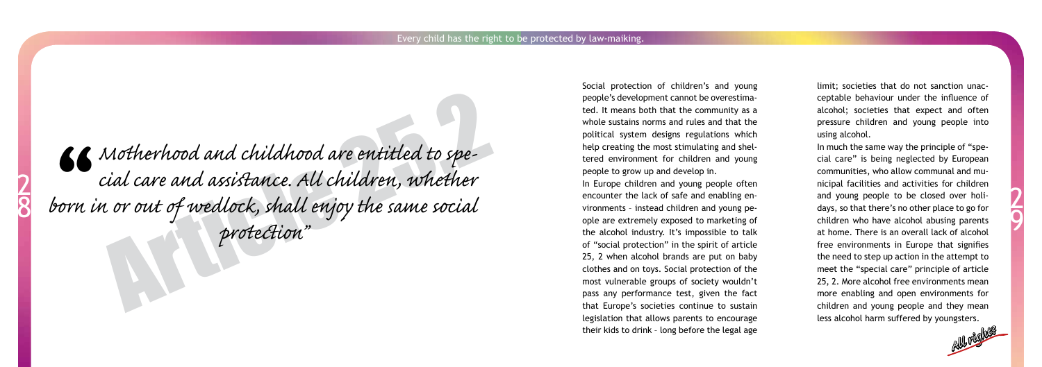# Article 25.2

> "Motherhood and childhood are entitled to special care and assistance. All children, whether born in or out of wedlock, shall enjoy the same social protection"

Social protection of children's and young people's development cannot be overestimated. It means both that the community as a whole sustains norms and rules and that the political system designs regulations which help creating the most stimulating and sheltered environment for children and young people to grow up and develop in.

In Europe children and young people often encounter the lack of safe and enabling environments – instead children and young people are extremely exposed to marketing of the alcohol industry. It's impossible to talk of "social protection" in the spirit of article 25, 2 when alcohol brands are put on baby clothes and on toys. Social protection of the most vulnerable groups of society wouldn't pass any performance test, given the fact that Europe's societies continue to sustain legislation that allows parents to encourage their kids to drink – long before the legal age limit; societies that do not sanction unacceptable behaviour under the influence of alcohol; societies that expect and often pressure children and young people into using alcohol.

In much the same way the principle of "special care" is being neglected by European communities, who allow communal and municipal facilities and activities for children and young people to be closed over holidays, so that there's no other place to go for children who have alcohol abusing parents at home. There is an overall lack of alcohol free environments in Europe that signifies the need to step up action in the attempt to meet the "special care" principle of article 25, 2. More alcohol free environments mean more enabling and open environments for children and young people and they mean less alcohol harm suffered by youngsters.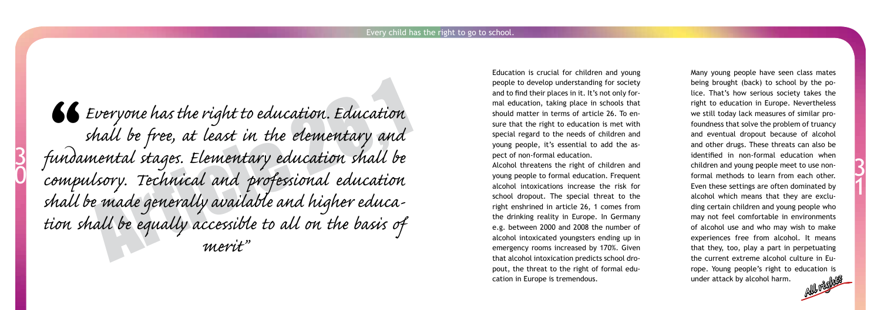Every child has the right to go to school.

> "Everyone has the right to education. Education shall be free, at least in the elementary and fundamental stages. Elementary education shall be compulsory. Technical and professional education shall be made generally available and higher education shall be equally accessible to all on the basis of merit"

Article 26,1

Education is crucial for children and young people to develop understanding for society and to find their places in it. It's not only formal education, taking place in schools that should matter in terms of article 26. To ensure that the right to education is met with special regard to the needs of children and young people, it's essential to add the aspect of non-formal education.

Alcohol threatens the right of children and young people to formal education. Frequent alcohol intoxications increase the risk for school dropout. The special threat to the right enshrined in article 26, 1 comes from the drinking reality in Europe. In Germany e.g. between 2000 and 2008 the number of alcohol intoxicated youngsters ending up in emergency rooms increased by 170%. Given that alcohol intoxication predicts school dropout, the threat to the right of formal education in Europe is tremendous.

Many young people have seen class mates being brought (back) to school by the police. That's how serious society takes the right to education in Europe. Nevertheless we still today lack measures of similar profoundness that solve the problem of truancy and eventual dropout because of alcohol and other drugs. These threats can also be identified in non-formal education when children and young people meet to use non-formal methods to learn from each other. Even these settings are often dominated by alcohol which means that they are excluding certain children and young people who may not feel comfortable in environments of alcohol use and who may wish to make experiences free from alcohol. It means that they, too, play a part in perpetuating the current extreme alcohol culture in Europe. Young people's right to education is under attack by alcohol harm.

All rights!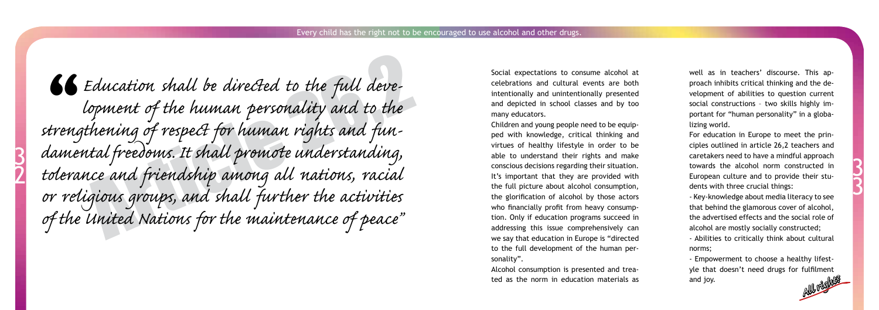Every child has the right not to be encouraged to use alcohol and other drugs.

> *"Education shall be directed to the full development of the human personality and to the strengthening of respect for human rights and fundamental freedoms. It shall promote understanding, tolerance and friendship among all nations, racial or religious groups, and shall further the activities of the United Nations for the maintenance of peace"*

Article 26,2

Social expectations to consume alcohol at celebrations and cultural events are both intentionally and unintentionally presented and depicted in school classes and by too many educators.

Children and young people need to be equipped with knowledge, critical thinking and virtues of healthy lifestyle in order to be able to understand their rights and make conscious decisions regarding their situation. It's important that they are provided with the full picture about alcohol consumption, the glorification of alcohol by those actors who financially profit from heavy consumption. Only if education programs succeed in addressing this issue comprehensively can we say that education in Europe is "directed to the full development of the human personality".

Alcohol consumption is presented and treated as the norm in education materials as well as in teachers' discourse. This approach inhibits critical thinking and the development of abilities to question current social constructions – two skills highly important for "human personality" in a globalizing world.

For education in Europe to meet the principles outlined in article 26,2 teachers and caretakers need to have a mindful approach towards the alcohol norm constructed in European culture and to provide their students with three crucial things:

- Key-knowledge about media literacy to see that behind the glamorous cover of alcohol, the advertised effects and the social role of alcohol are mostly socially constructed;
- Abilities to critically think about cultural norms;
- Empowerment to choose a healthy lifestyle that doesn't need drugs for fulfilment and joy.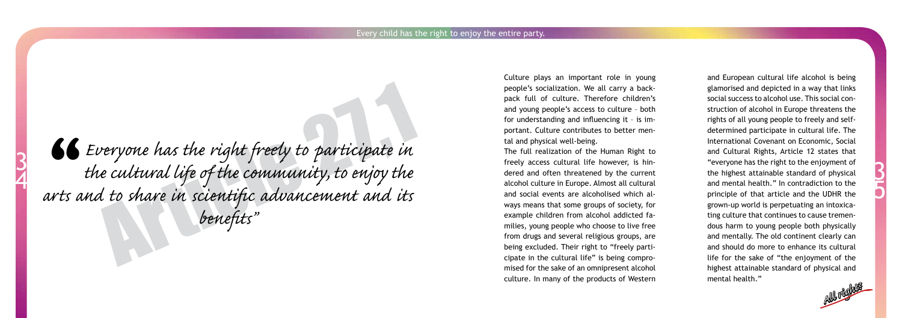*"Everyone has the right freely to participate in the cultural life of the community, to enjoy the arts and to share in scientific advancement and its benefits"*

Article 27.1

Culture plays an important role in young people's socialization. We all carry a backpack full of culture. Therefore children's and young people's access to culture – both for understanding and influencing it – is important. Culture contributes to better mental and physical well-being.

The full realization of the Human Right to freely access cultural life however, is hindered and often threatened by the current alcohol culture in Europe. Almost all cultural and social events are alcoholised which always means that some groups of society, for example children from alcohol addicted families, young people who choose to live free from drugs and several religious groups, are being excluded. Their right to "freely participate in the cultural life" is being compromised for the sake of an omnipresent alcohol culture. In many of the products of Western and European cultural life alcohol is being glamorised and depicted in a way that links social success to alcohol use. This social construction of alcohol in Europe threatens the rights of all young people to freely and self-determined participate in cultural life. The International Covenant on Economic, Social and Cultural Rights, Article 12 states that "everyone has the right to the enjoyment of the highest attainable standard of physical and mental health." In contradiction to the principle of that article and the UDHR the grown-up world is perpetuating an intoxicating culture that continues to cause tremendous harm to young people both physically and mentally. The old continent clearly can and should do more to enhance its cultural life for the sake of "the enjoyment of the highest attainable standard of physical and mental health."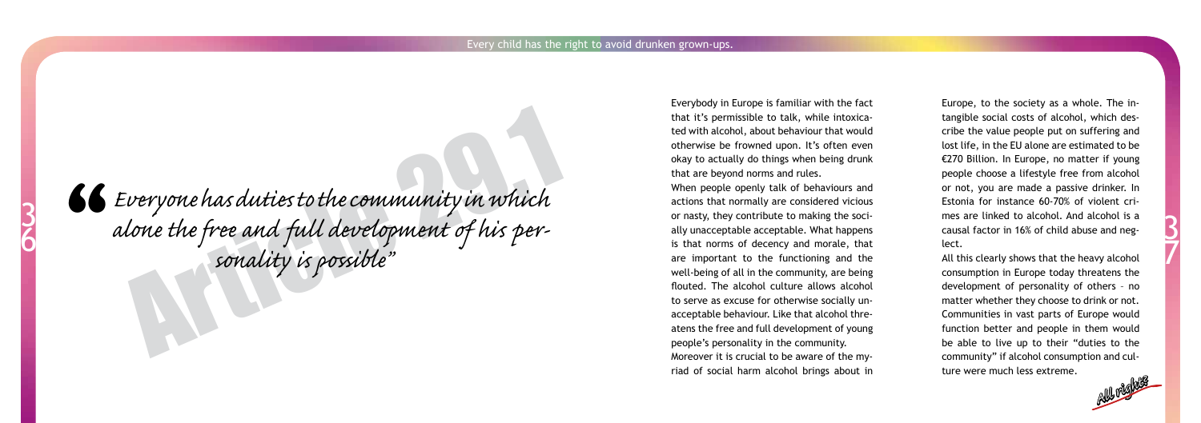# Article 29.1

> *"Everyone has duties to the community in which alone the free and full development of his personality is possible"*

Everybody in Europe is familiar with the fact that it's permissible to talk, while intoxicated with alcohol, about behaviour that would otherwise be frowned upon. It's often even okay to actually do things when being drunk that are beyond norms and rules.

When people openly talk of behaviours and actions that normally are considered vicious or nasty, they contribute to making the socially unacceptable acceptable. What happens is that norms of decency and morale, that are important to the functioning and the well-being of all in the community, are being flouted. The alcohol culture allows alcohol to serve as excuse for otherwise socially unacceptable behaviour. Like that alcohol threatens the free and full development of young people's personality in the community.

Moreover it is crucial to be aware of the myriad of social harm alcohol brings about in Europe, to the society as a whole. The intangible social costs of alcohol, which describe the value people put on suffering and lost life, in the EU alone are estimated to be €270 Billion. In Europe, no matter if young people choose a lifestyle free from alcohol or not, you are made a passive drinker. In Estonia for instance 60-70% of violent crimes are linked to alcohol. And alcohol is a causal factor in 16% of child abuse and neglect.

All this clearly shows that the heavy alcohol consumption in Europe today threatens the development of personality of others – no matter whether they choose to drink or not. Communities in vast parts of Europe would function better and people in them would be able to live up to their "duties to the community" if alcohol consumption and culture were much less extreme.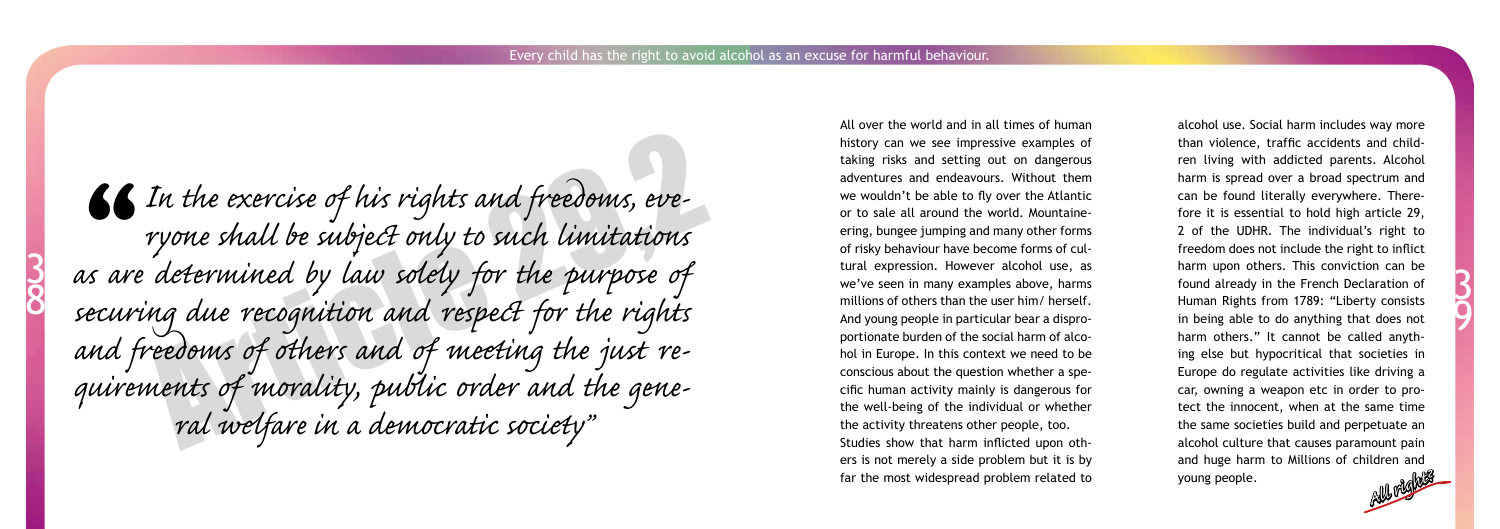Every child has the right to avoid alcohol as an excuse for harmful behaviour.

Article 29.2

> *"In the exercise of his rights and freedoms, everyone shall be subject only to such limitations as are determined by law solely for the purpose of securing due recognition and respect for the rights and freedoms of others and of meeting the just requirements of morality, public order and the general welfare in a democratic society"*

All over the world and in all times of human history can we see impressive examples of taking risks and setting out on dangerous adventures and endeavours. Without them we wouldn't be able to fly over the Atlantic or to sale all around the world. Mountaineering, bungee jumping and many other forms of risky behaviour have become forms of cultural expression. However alcohol use, as we've seen in many examples above, harms millions of others than the user him/ herself. And young people in particular bear a disproportionate burden of the social harm of alcohol in Europe. In this context we need to be conscious about the question whether a specific human activity mainly is dangerous for the well-being of the individual or whether the activity threatens other people, too.

Studies show that harm inflicted upon others is not merely a side problem but it is by far the most widespread problem related to alcohol use. Social harm includes way more than violence, traffic accidents and children living with addicted parents. Alcohol harm is spread over a broad spectrum and can be found literally everywhere. Therefore it is essential to hold high article 29, 2 of the UDHR. The individual's right to freedom does not include the right to inflict harm upon others. This conviction can be found already in the French Declaration of Human Rights from 1789: "Liberty consists in being able to do anything that does not harm others." It cannot be called anything else but hypocritical that societies in Europe do regulate activities like driving a car, owning a weapon etc in order to protect the innocent, when at the same time the same societies build and perpetuate an alcohol culture that causes paramount pain and huge harm to Millions of children and young people.

All rights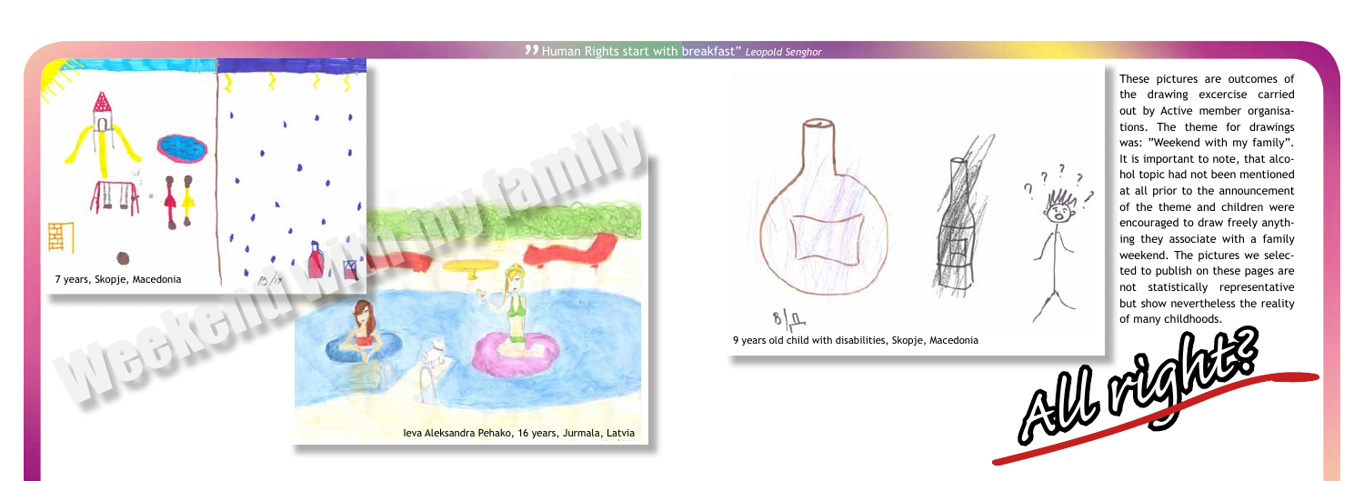"Human Rights start with breakfast" *Leopold Senghor*

# Weekend with my family

7 years, Skopje, Macedonia

Ieva Aleksandra Pehako, 16 years, Jurmala, Latvia

9 years old child with disabilities, Skopje, Macedonia

These pictures are outcomes of the drawing excercise carried out by Active member organisations. The theme for drawings was: "Weekend with my family". It is important to note, that alcohol topic had not been mentioned at all prior to the announcement of the theme and children were encouraged to draw freely anything they associate with a family weekend. The pictures we selected to publish on these pages are not statistically representative but show nevertheless the reality of many childhoods.

## All right?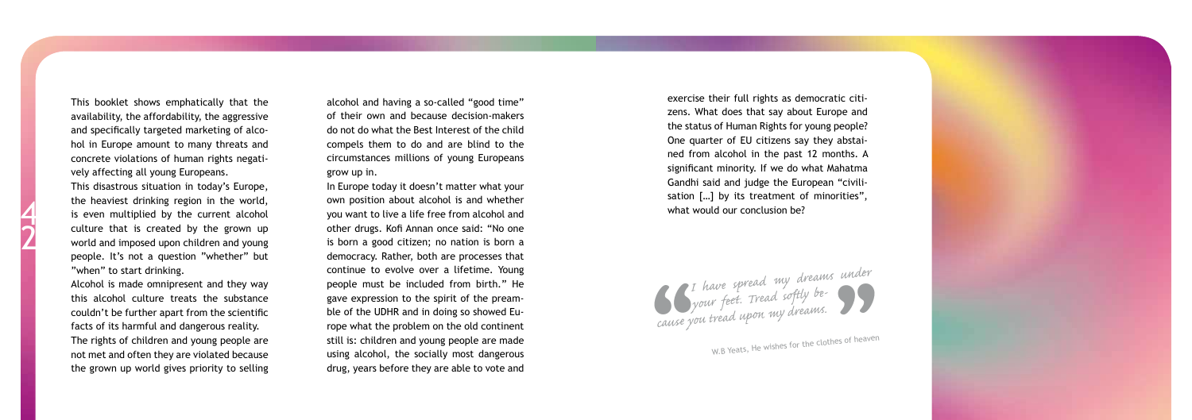This booklet shows emphatically that the availability, the affordability, the aggressive and specifically targeted marketing of alcohol in Europe amount to many threats and concrete violations of human rights negatively affecting all young Europeans.

This disastrous situation in today's Europe, the heaviest drinking region in the world, is even multiplied by the current alcohol culture that is created by the grown up world and imposed upon children and young people. It's not a question "whether" but "when" to start drinking.

Alcohol is made omnipresent and they way this alcohol culture treats the substance couldn't be further apart from the scientific facts of its harmful and dangerous reality.

The rights of children and young people are not met and often they are violated because the grown up world gives priority to selling alcohol and having a so-called "good time" of their own and because decision-makers do not do what the Best Interest of the child compels them to do and are blind to the circumstances millions of young Europeans grow up in.

In Europe today it doesn't matter what your own position about alcohol is and whether you want to live a life free from alcohol and other drugs. Kofi Annan once said: "No one is born a good citizen; no nation is born a democracy. Rather, both are processes that continue to evolve over a lifetime. Young people must be included from birth." He gave expression to the spirit of the preamble of the UDHR and in doing so showed Europe what the problem on the old continent still is: children and young people are made using alcohol, the socially most dangerous drug, years before they are able to vote and exercise their full rights as democratic citizens. What does that say about Europe and the status of Human Rights for young people? One quarter of EU citizens say they abstained from alcohol in the past 12 months. A significant minority. If we do what Mahatma Gandhi said and judge the European "civilisation [...] by its treatment of minorities", what would our conclusion be?

> *I have spread my dreams under your feet. Tread softly because you tread upon my dreams.*
>
> W.B Yeats, He wishes for the clothes of heaven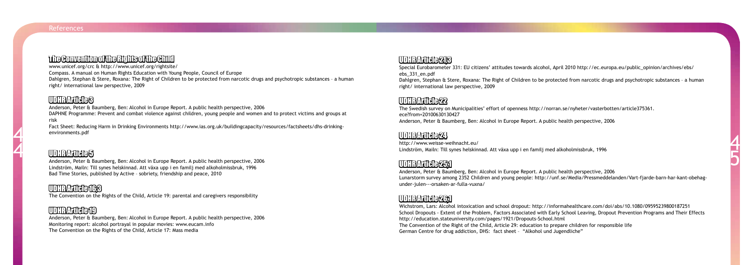# References

## The Convention of the Rights of the Child

www.unicef.org/crc & http://www.unicef.org/rightsite/

Compass. A manual on Human Rights Education with Young People, Council of Europe

Dahlgren, Stephan & Stere, Roxana: The Right of Children to be protected from narcotic drugs and psychotropic substances – a human right/ international law perspective, 2009

## UDHR Article 3

Anderson, Peter & Baumberg, Ben: Alcohol in Europe Report. A public health perspective, 2006

DAPHNE Programme: Prevent and combat violence against children, young people and women and to protect victims and groups at risk

Fact Sheet: Reducing Harm in Drinking Environments http://www.ias.org.uk/buildingcapacity/resources/factsheets/dhs-drinking-environments.pdf

## UDHR Article 5

Anderson, Peter & Baumberg, Ben: Alcohol in Europe Report. A public health perspective, 2006

Lindström, Mailn: Till synes helskinnad. Att växa upp i en familj med alkoholmissbruk, 1996

Bad Time Stories, published by Active – sobriety, friendship and peace, 2010

## UDHR Article 16.3

The Convention on the Rights of the Child, Article 19: parental and caregivers responsibility

## UDHR Article 19

Anderson, Peter & Baumberg, Ben: Alcohol in Europe Report. A public health perspective, 2006

Monitoring report: alcohol portrayal in popular movies: www.eucam.info

The Convention on the Rights of the Child, Article 17: Mass media

## UDHR Article 21.3

Special Eurobarometer 331: EU citizens' attitudes towards alcohol, April 2010 http://ec.europa.eu/public_opinion/archives/ebs/ebs_331_en.pdf

Dahlgren, Stephan & Stere, Roxana: The Right of Children to be protected from narcotic drugs and psychotropic substances – a human right/ international law perspective, 2009

## UDHR Article 22

The Swedish survey on Municipalities' effort of openness http://norran.se/nyheter/vasterbotten/article375361.ece?from=20100630130427

Anderson, Peter & Baumberg, Ben: Alcohol in Europe Report. A public health perspective, 2006

## UDHR Article 24

http://www.weisse-weihnacht.eu/

Lindström, Mailn: Till synes helskinnad. Att växa upp i en familj med alkoholmissbruk, 1996

## UDHR Article 25.1

Anderson, Peter & Baumberg, Ben: Alcohol in Europe Report. A public health perspective, 2006

Lunarstorm survey among 2352 Children and young people: http://unf.se/Media/Pressmeddelanden/Vart-fjarde-barn-har-kant-obehag-under-julen---orsaken-ar-fulla-vuxna/

## UDHR Article 26.1

Wichstrom, Lars: Alcohol intoxication and school dropout: http://informahealthcare.com/doi/abs/10.1080/09595239800187251

School Dropouts - Extent of the Problem, Factors Associated with Early School Leaving, Dropout Prevention Programs and Their Effects http://education.stateuniversity.com/pages/1921/Dropouts-School.html

The Convention of the Right of the Child, Article 29: education to prepare children for responsible life

German Centre for drug addiction, DHS: fact sheet – "Alkohol und Jugendliche"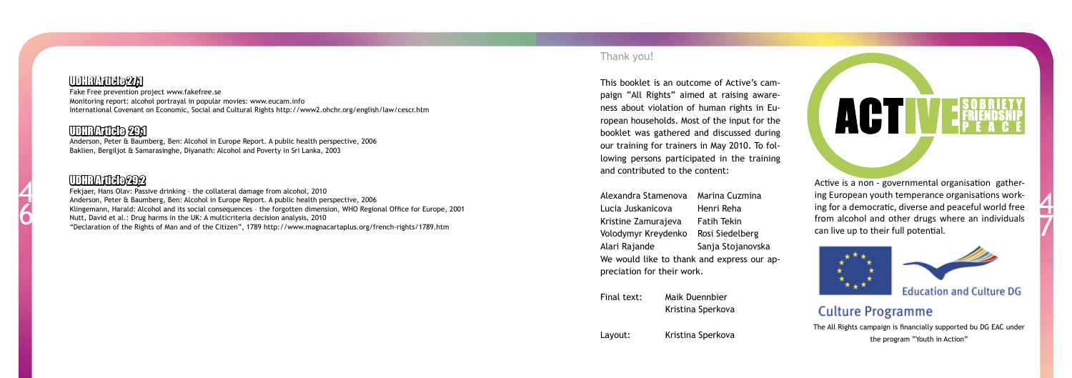## UDHR Article 27.1

Fake Free prevention project www.fakefree.se
Monitoring report: alcohol portrayal in popular movies: www.eucam.info
International Covenant on Economic, Social and Cultural Rights http://www2.ohchr.org/english/law/cescr.htm

## UDHR Article 29.1

Anderson, Peter & Baumberg, Ben: Alcohol in Europe Report. A public health perspective, 2006
Baklien, Bergiljot & Samarasinghe, Diyanath: Alcohol and Poverty in Sri Lanka, 2003

## UDHR Article 29.2

Fekjaer, Hans Olav: Passive drinking – the collateral damage from alcohol, 2010
Anderson, Peter & Baumberg, Ben: Alcohol in Europe Report. A public health perspective, 2006
Klingemann, Harald: Alcohol and its social consequences – the forgotten dimension, WHO Regional Office for Europe, 2001
Nutt, David et al.: Drug harms in the UK: A multicriteria decision analysis, 2010
"Declaration of the Rights of Man and of the Citizen", 1789 http://www.magnacartaplus.org/french-rights/1789.htm

## Thank you!

This booklet is an outcome of Active's campaign "All Rights" aimed at raising awareness about violation of human rights in European households. Most of the input for the booklet was gathered and discussed during our training for trainers in May 2010. To following persons participated in the training and contributed to the content:

| | |
|---|---|
| Alexandra Stamenova | Marina Cuzmina |
| Lucia Juskanicova | Henri Reha |
| Kristine Zamurajeva | Fatih Tekin |
| Volodymyr Kreydenko | Rosi Siedelberg |
| Alari Rajande | Sanja Stojanovska |

We would like to thank and express our appreciation for their work.

Final text: Maik Duennbier, Kristina Sperkova

Layout: Kristina Sperkova

ACTIVE SOBRIETY FRIENDSHIP PEACE

Active is a non - governmental organisation gathering European youth temperance organisations working for a democratic, diverse and peaceful world free from alcohol and other drugs where an individuals can live up to their full potential.

Education and Culture DG

Culture Programme

The All Rights campaign is financially supported bu DG EAC under the program "Youth in Action"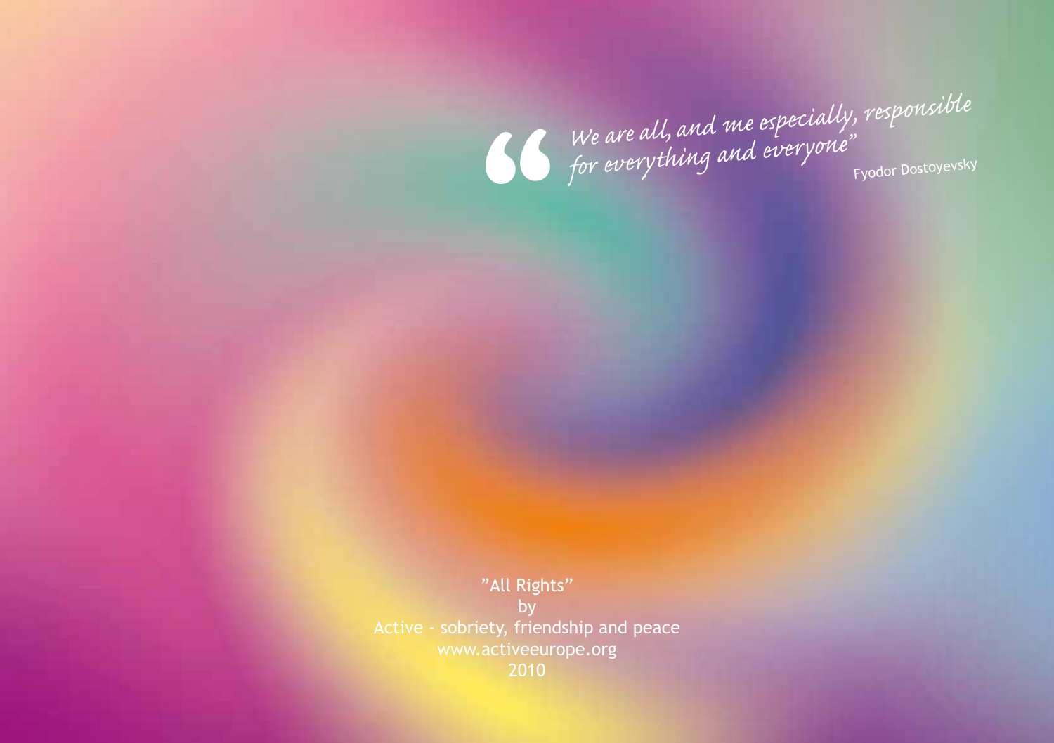> *"We are all, and me especially, responsible for everything and everyone"*
>
> Fyodor Dostoyevsky

"All Rights"
by
Active - sobriety, friendship and peace
www.activeeurope.org
2010